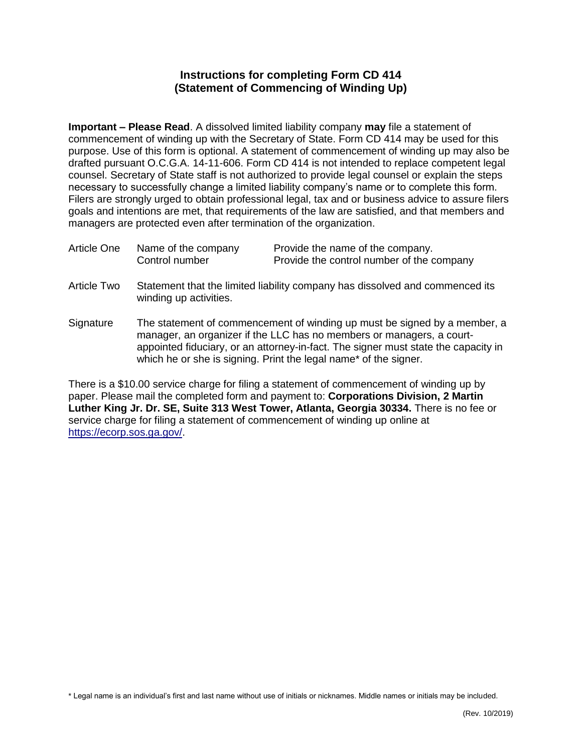# Instructions for completing Form CD 414
## (Statement of Commencing of Winding Up)

**Important – Please Read**. A dissolved limited liability company **may** file a statement of commencement of winding up with the Secretary of State. Form CD 414 may be used for this purpose. Use of this form is optional. A statement of commencement of winding up may also be drafted pursuant O.C.G.A. 14-11-606. Form CD 414 is not intended to replace competent legal counsel. Secretary of State staff is not authorized to provide legal counsel or explain the steps necessary to successfully change a limited liability company's name or to complete this form. Filers are strongly urged to obtain professional legal, tax and or business advice to assure filers goals and intentions are met, that requirements of the law are satisfied, and that members and managers are protected even after termination of the organization.

| | | |
|---|---|---|
| Article One | Name of the company | Provide the name of the company. |
| | Control number | Provide the control number of the company |
| Article Two | Statement that the limited liability company has dissolved and commenced its winding up activities. | |
| Signature | The statement of commencement of winding up must be signed by a member, a manager, an organizer if the LLC has no members or managers, a court-appointed fiduciary, or an attorney-in-fact. The signer must state the capacity in which he or she is signing. Print the legal name* of the signer. | |

There is a $10.00 service charge for filing a statement of commencement of winding up by paper. Please mail the completed form and payment to: **Corporations Division, 2 Martin Luther King Jr. Dr. SE, Suite 313 West Tower, Atlanta, Georgia 30334.** There is no fee or service charge for filing a statement of commencement of winding up online at https://ecorp.sos.ga.gov/.

* Legal name is an individual's first and last name without use of initials or nicknames. Middle names or initials may be included.

(Rev. 10/2019)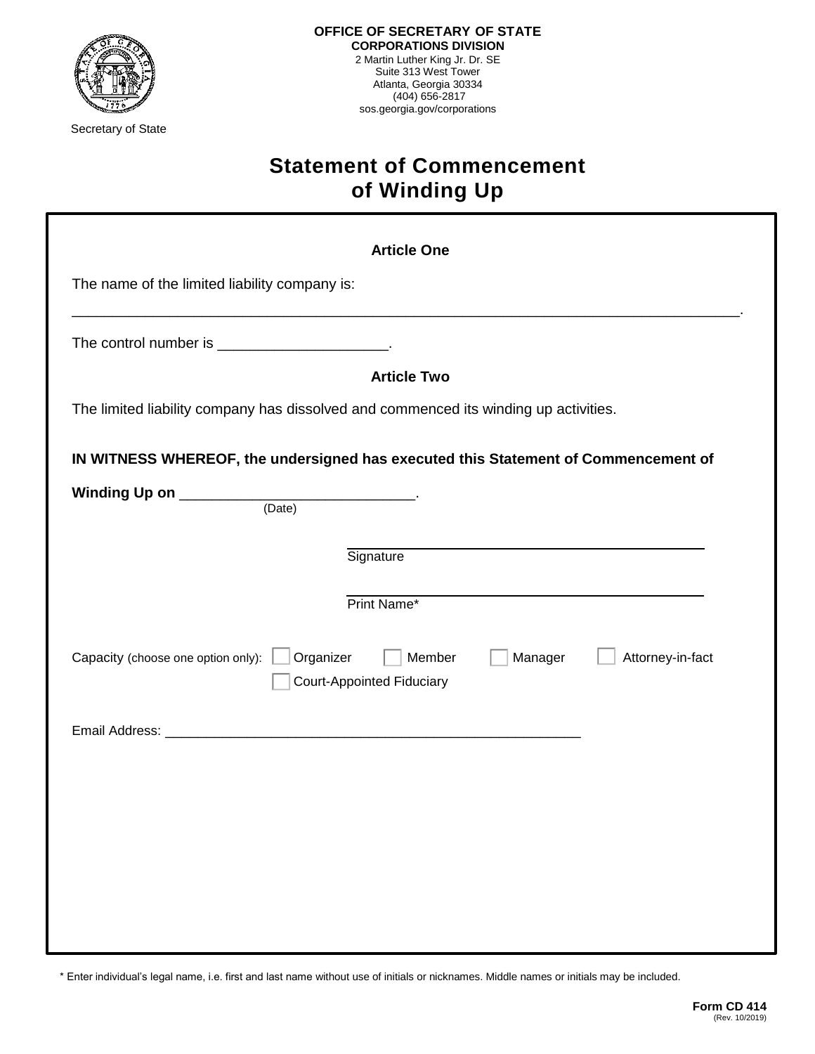**OFFICE OF SECRETARY OF STATE**
**CORPORATIONS DIVISION**
2 Martin Luther King Jr. Dr. SE
Suite 313 West Tower
Atlanta, Georgia 30334
(404) 656-2817
sos.georgia.gov/corporations

Secretary of State

# Statement of Commencement of Winding Up

### Article One

The name of the limited liability company is:

______________________________________________________________________________.

The control number is ____________________.

### Article Two

The limited liability company has dissolved and commenced its winding up activities.

**IN WITNESS WHEREOF, the undersigned has executed this Statement of Commencement of Winding Up on** ___________________________.
(Date)

______________________________________________
Signature

______________________________________________
Print Name*

Capacity (choose one option only): ☐ Organizer ☐ Member ☐ Manager ☐ Attorney-in-fact ☐ Court-Appointed Fiduciary

Email Address: ____________________________________________________

\* Enter individual's legal name, i.e. first and last name without use of initials or nicknames. Middle names or initials may be included.

**Form CD 414**
(Rev. 10/2019)